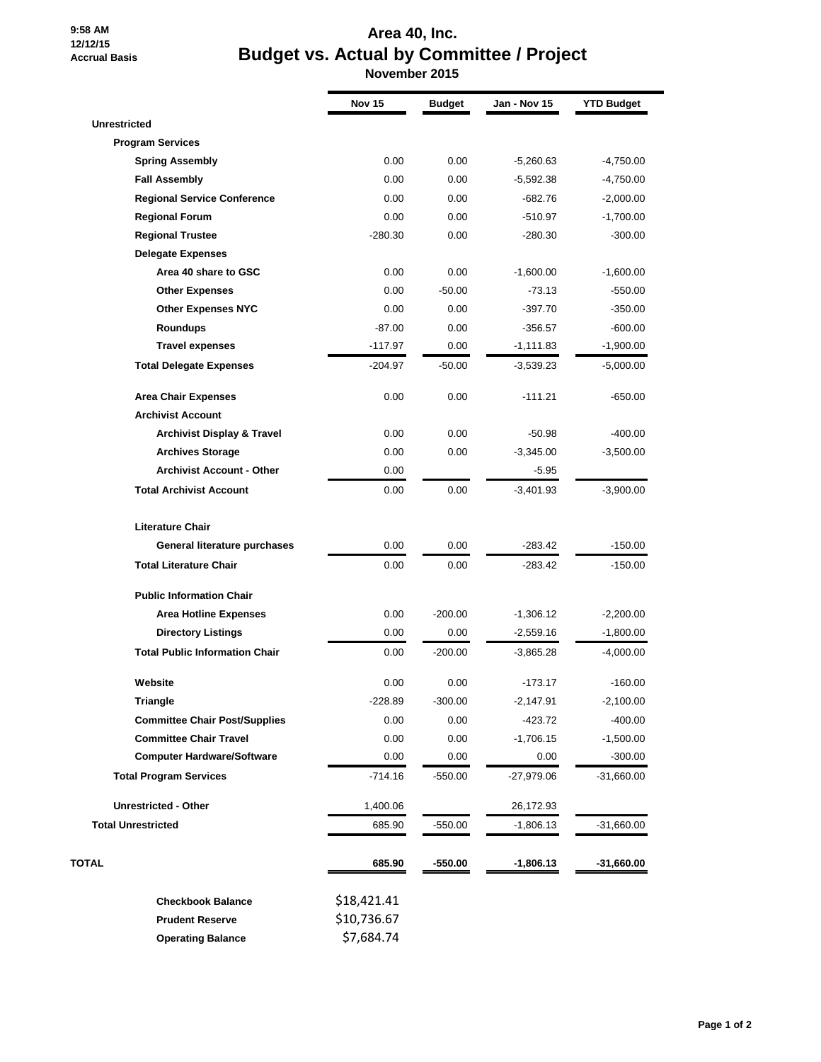9:58 AM
12/12/15
Accrual Basis

# Area 40, Inc.
## Budget vs. Actual by Committee / Project
### November 2015

| | Nov 15 | Budget | Jan - Nov 15 | YTD Budget |
|---|---|---|---|---|
| **Unrestricted** | | | | |
| **Program Services** | | | | |
| **Spring Assembly** | 0.00 | 0.00 | -5,260.63 | -4,750.00 |
| **Fall Assembly** | 0.00 | 0.00 | -5,592.38 | -4,750.00 |
| **Regional Service Conference** | 0.00 | 0.00 | -682.76 | -2,000.00 |
| **Regional Forum** | 0.00 | 0.00 | -510.97 | -1,700.00 |
| **Regional Trustee** | -280.30 | 0.00 | -280.30 | -300.00 |
| **Delegate Expenses** | | | | |
| **Area 40 share to GSC** | 0.00 | 0.00 | -1,600.00 | -1,600.00 |
| **Other Expenses** | 0.00 | -50.00 | -73.13 | -550.00 |
| **Other Expenses NYC** | 0.00 | 0.00 | -397.70 | -350.00 |
| **Roundups** | -87.00 | 0.00 | -356.57 | -600.00 |
| **Travel expenses** | -117.97 | 0.00 | -1,111.83 | -1,900.00 |
| **Total Delegate Expenses** | -204.97 | -50.00 | -3,539.23 | -5,000.00 |
| **Area Chair Expenses** | 0.00 | 0.00 | -111.21 | -650.00 |
| **Archivist Account** | | | | |
| **Archivist Display & Travel** | 0.00 | 0.00 | -50.98 | -400.00 |
| **Archives Storage** | 0.00 | 0.00 | -3,345.00 | -3,500.00 |
| **Archivist Account - Other** | 0.00 | | -5.95 | |
| **Total Archivist Account** | 0.00 | 0.00 | -3,401.93 | -3,900.00 |
| **Literature Chair** | | | | |
| **General literature purchases** | 0.00 | 0.00 | -283.42 | -150.00 |
| **Total Literature Chair** | 0.00 | 0.00 | -283.42 | -150.00 |
| **Public Information Chair** | | | | |
| **Area Hotline Expenses** | 0.00 | -200.00 | -1,306.12 | -2,200.00 |
| **Directory Listings** | 0.00 | 0.00 | -2,559.16 | -1,800.00 |
| **Total Public Information Chair** | 0.00 | -200.00 | -3,865.28 | -4,000.00 |
| **Website** | 0.00 | 0.00 | -173.17 | -160.00 |
| **Triangle** | -228.89 | -300.00 | -2,147.91 | -2,100.00 |
| **Committee Chair Post/Supplies** | 0.00 | 0.00 | -423.72 | -400.00 |
| **Committee Chair Travel** | 0.00 | 0.00 | -1,706.15 | -1,500.00 |
| **Computer Hardware/Software** | 0.00 | 0.00 | 0.00 | -300.00 |
| **Total Program Services** | -714.16 | -550.00 | -27,979.06 | -31,660.00 |
| **Unrestricted - Other** | 1,400.06 | | 26,172.93 | |
| **Total Unrestricted** | 685.90 | -550.00 | -1,806.13 | -31,660.00 |
| **TOTAL** | **685.90** | **-550.00** | **-1,806.13** | **-31,660.00** |

| | |
|---|---|
| **Checkbook Balance** | $18,421.41 |
| **Prudent Reserve** | $10,736.67 |
| **Operating Balance** | $7,684.74 |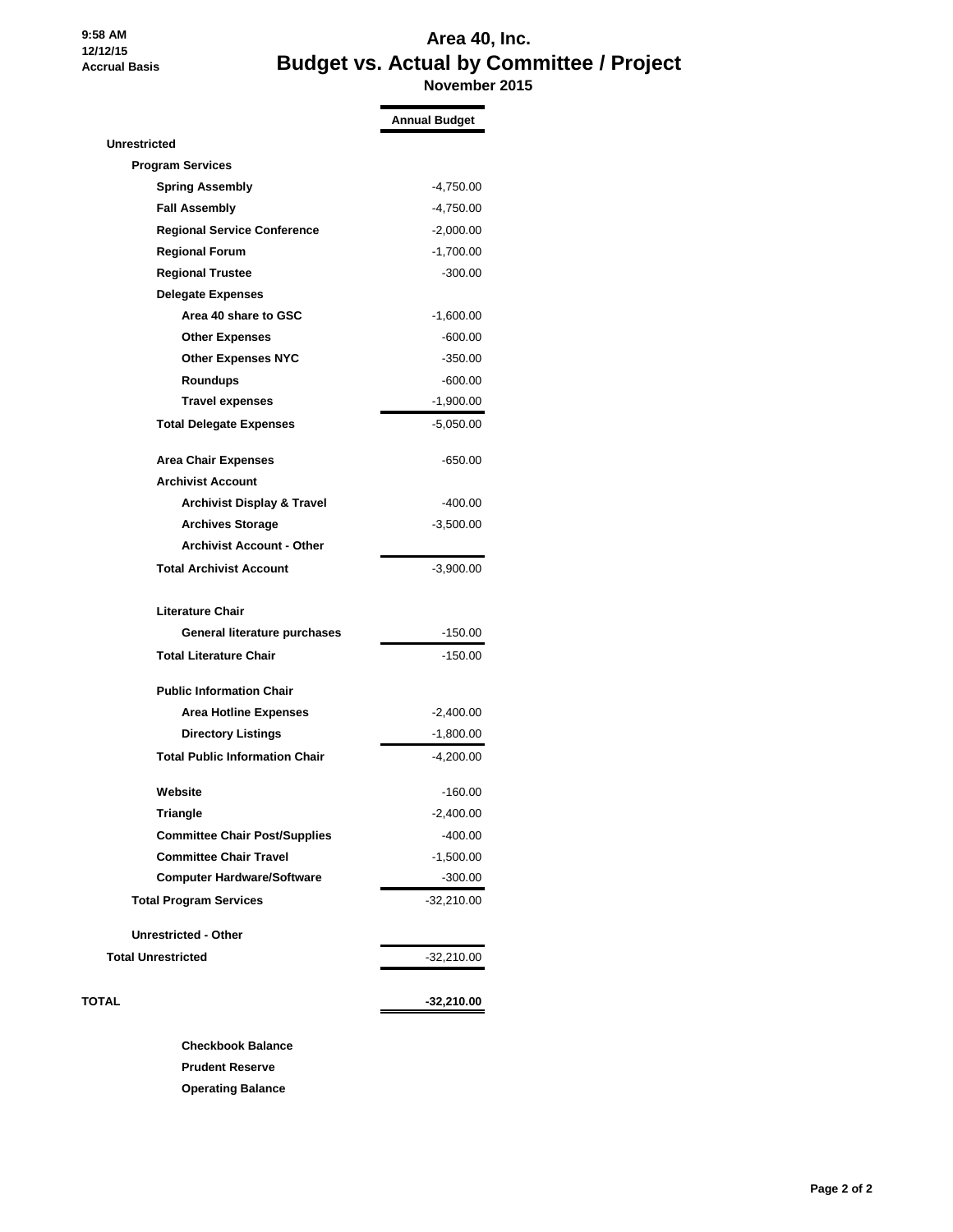9:58 AM
12/12/15
Accrual Basis

# Area 40, Inc.
## Budget vs. Actual by Committee / Project
### November 2015

| | Annual Budget |
|---|---|
| **Unrestricted** | |
| **Program Services** | |
| **Spring Assembly** | -4,750.00 |
| **Fall Assembly** | -4,750.00 |
| **Regional Service Conference** | -2,000.00 |
| **Regional Forum** | -1,700.00 |
| **Regional Trustee** | -300.00 |
| **Delegate Expenses** | |
| **Area 40 share to GSC** | -1,600.00 |
| **Other Expenses** | -600.00 |
| **Other Expenses NYC** | -350.00 |
| **Roundups** | -600.00 |
| **Travel expenses** | -1,900.00 |
| **Total Delegate Expenses** | -5,050.00 |
| **Area Chair Expenses** | -650.00 |
| **Archivist Account** | |
| **Archivist Display & Travel** | -400.00 |
| **Archives Storage** | -3,500.00 |
| **Archivist Account - Other** | |
| **Total Archivist Account** | -3,900.00 |
| **Literature Chair** | |
| **General literature purchases** | -150.00 |
| **Total Literature Chair** | -150.00 |
| **Public Information Chair** | |
| **Area Hotline Expenses** | -2,400.00 |
| **Directory Listings** | -1,800.00 |
| **Total Public Information Chair** | -4,200.00 |
| **Website** | -160.00 |
| **Triangle** | -2,400.00 |
| **Committee Chair Post/Supplies** | -400.00 |
| **Committee Chair Travel** | -1,500.00 |
| **Computer Hardware/Software** | -300.00 |
| **Total Program Services** | -32,210.00 |
| **Unrestricted - Other** | |
| **Total Unrestricted** | -32,210.00 |
| **TOTAL** | **-32,210.00** |

**Checkbook Balance**

**Prudent Reserve**

**Operating Balance**